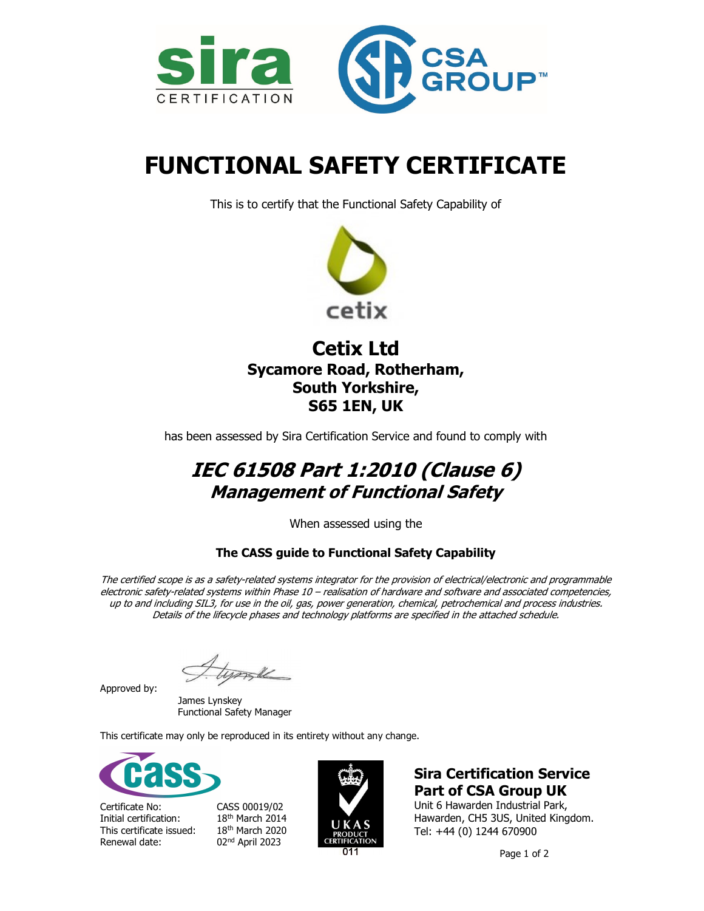sira
CERTIFICATION

CSA GROUP™

# FUNCTIONAL SAFETY CERTIFICATE

This is to certify that the Functional Safety Capability of

cetix

## Cetix Ltd
### Sycamore Road, Rotherham,
### South Yorkshire,
### S65 1EN, UK

has been assessed by Sira Certification Service and found to comply with

## *IEC 61508 Part 1:2010 (Clause 6)*
### *Management of Functional Safety*

When assessed using the

**The CASS guide to Functional Safety Capability**

*The certified scope is as a safety-related systems integrator for the provision of electrical/electronic and programmable electronic safety-related systems within Phase 10 – realisation of hardware and software and associated competencies, up to and including SIL3, for use in the oil, gas, power generation, chemical, petrochemical and process industries. Details of the lifecycle phases and technology platforms are specified in the attached schedule.*

Approved by:

James Lynskey
Functional Safety Manager

This certificate may only be reproduced in its entirety without any change.

cass

| | |
|---|---|
| Certificate No: | CASS 00019/02 |
| Initial certification: | 18th March 2014 |
| This certificate issued: | 18th March 2020 |
| Renewal date: | 02nd April 2023 |

UKAS PRODUCT CERTIFICATION 011

**Sira Certification Service**
**Part of CSA Group UK**
Unit 6 Hawarden Industrial Park,
Hawarden, CH5 3US, United Kingdom.
Tel: +44 (0) 1244 670900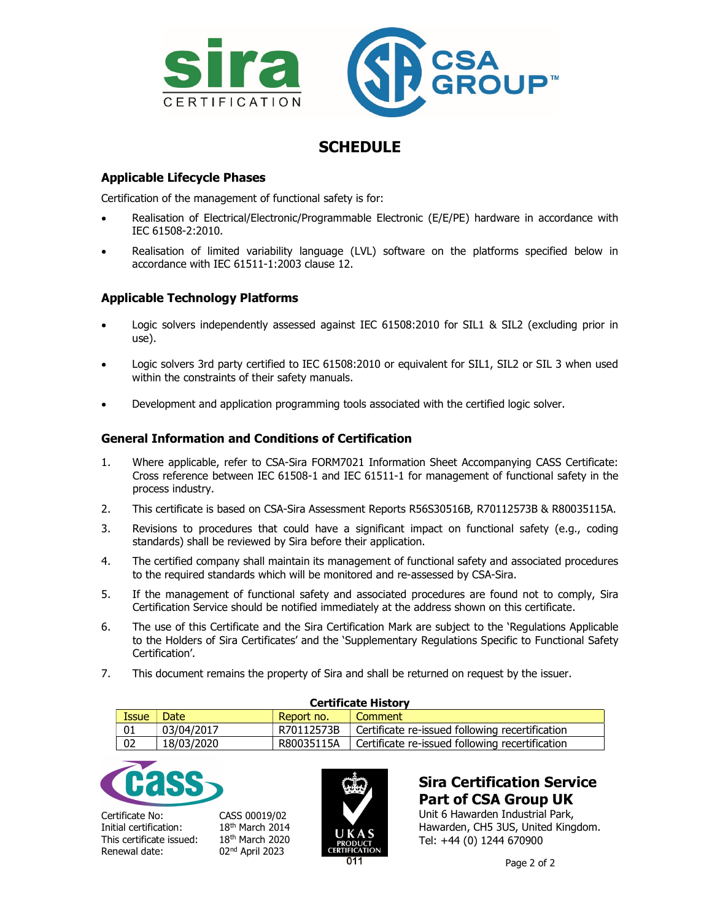# SCHEDULE

## Applicable Lifecycle Phases

Certification of the management of functional safety is for:

- Realisation of Electrical/Electronic/Programmable Electronic (E/E/PE) hardware in accordance with IEC 61508-2:2010.
- Realisation of limited variability language (LVL) software on the platforms specified below in accordance with IEC 61511-1:2003 clause 12.

## Applicable Technology Platforms

- Logic solvers independently assessed against IEC 61508:2010 for SIL1 & SIL2 (excluding prior in use).
- Logic solvers 3rd party certified to IEC 61508:2010 or equivalent for SIL1, SIL2 or SIL 3 when used within the constraints of their safety manuals.
- Development and application programming tools associated with the certified logic solver.

## General Information and Conditions of Certification

1. Where applicable, refer to CSA-Sira FORM7021 Information Sheet Accompanying CASS Certificate: Cross reference between IEC 61508-1 and IEC 61511-1 for management of functional safety in the process industry.
2. This certificate is based on CSA-Sira Assessment Reports R56S30516B, R70112573B & R80035115A.
3. Revisions to procedures that could have a significant impact on functional safety (e.g., coding standards) shall be reviewed by Sira before their application.
4. The certified company shall maintain its management of functional safety and associated procedures to the required standards which will be monitored and re-assessed by CSA-Sira.
5. If the management of functional safety and associated procedures are found not to comply, Sira Certification Service should be notified immediately at the address shown on this certificate.
6. The use of this Certificate and the Sira Certification Mark are subject to the 'Regulations Applicable to the Holders of Sira Certificates' and the 'Supplementary Regulations Specific to Functional Safety Certification'.
7. This document remains the property of Sira and shall be returned on request by the issuer.

**Certificate History**

| Issue | Date | Report no. | Comment |
|---|---|---|---|
| 01 | 03/04/2017 | R70112573B | Certificate re-issued following recertification |
| 02 | 18/03/2020 | R80035115A | Certificate re-issued following recertification |

Certificate No: CASS 00019/02
Initial certification: 18th March 2014
This certificate issued: 18th March 2020
Renewal date: 02nd April 2023

UKAS PRODUCT CERTIFICATION 011

**Sira Certification Service**
**Part of CSA Group UK**
Unit 6 Hawarden Industrial Park,
Hawarden, CH5 3US, United Kingdom.
Tel: +44 (0) 1244 670900